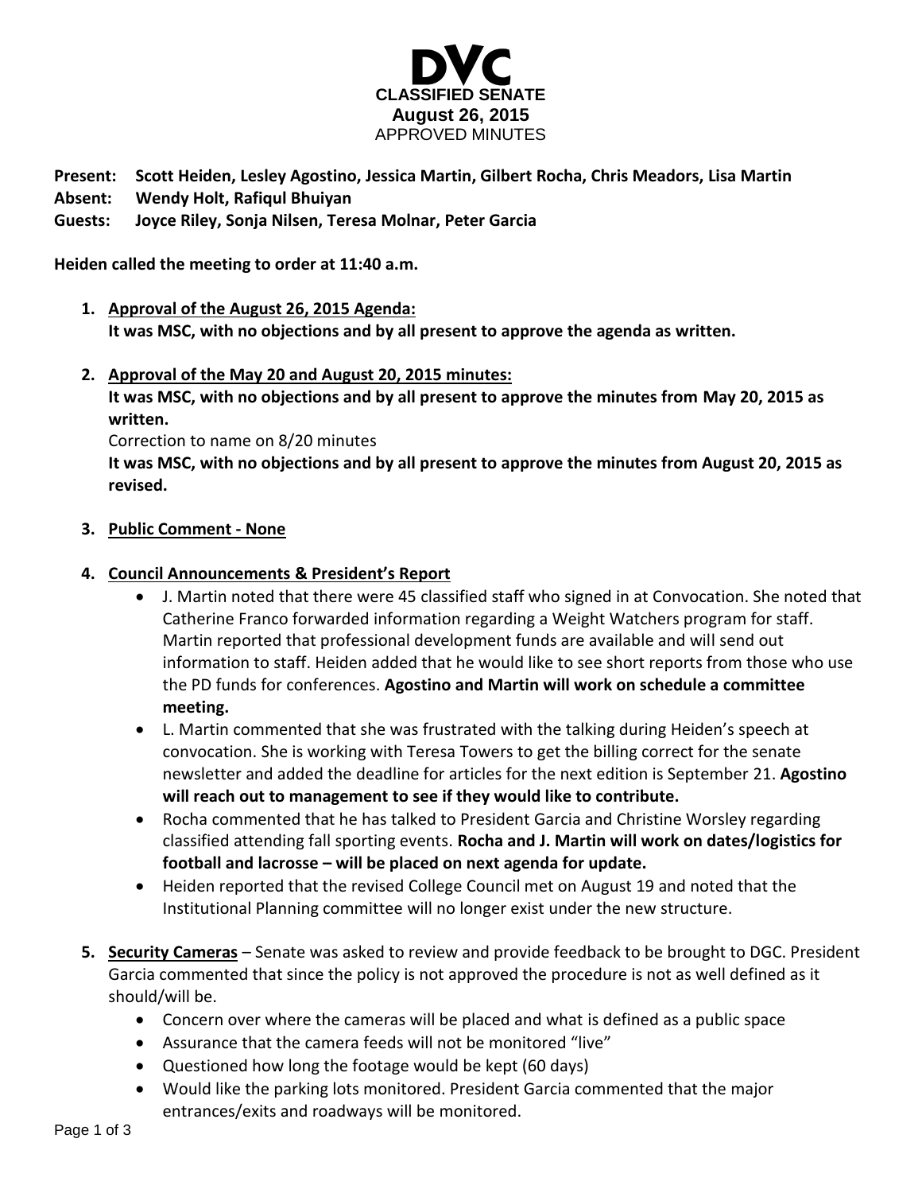# DVC
## CLASSIFIED SENATE
## August 26, 2015
APPROVED MINUTES

**Present:** **Scott Heiden, Lesley Agostino, Jessica Martin, Gilbert Rocha, Chris Meadors, Lisa Martin**
**Absent:** **Wendy Holt, Rafiqul Bhuiyan**
**Guests:** **Joyce Riley, Sonja Nilsen, Teresa Molnar, Peter Garcia**

**Heiden called the meeting to order at 11:40 a.m.**

1. **Approval of the August 26, 2015 Agenda:**
   **It was MSC, with no objections and by all present to approve the agenda as written.**

2. **Approval of the May 20 and August 20, 2015 minutes:**
   **It was MSC, with no objections and by all present to approve the minutes from May 20, 2015 as written.**
   Correction to name on 8/20 minutes
   **It was MSC, with no objections and by all present to approve the minutes from August 20, 2015 as revised.**

3. **Public Comment - None**

4. **Council Announcements & President's Report**
   - J. Martin noted that there were 45 classified staff who signed in at Convocation. She noted that Catherine Franco forwarded information regarding a Weight Watchers program for staff. Martin reported that professional development funds are available and will send out information to staff. Heiden added that he would like to see short reports from those who use the PD funds for conferences. **Agostino and Martin will work on schedule a committee meeting.**
   - L. Martin commented that she was frustrated with the talking during Heiden's speech at convocation. She is working with Teresa Towers to get the billing correct for the senate newsletter and added the deadline for articles for the next edition is September 21. **Agostino will reach out to management to see if they would like to contribute.**
   - Rocha commented that he has talked to President Garcia and Christine Worsley regarding classified attending fall sporting events. **Rocha and J. Martin will work on dates/logistics for football and lacrosse – will be placed on next agenda for update.**
   - Heiden reported that the revised College Council met on August 19 and noted that the Institutional Planning committee will no longer exist under the new structure.

5. **Security Cameras** – Senate was asked to review and provide feedback to be brought to DGC. President Garcia commented that since the policy is not approved the procedure is not as well defined as it should/will be.
   - Concern over where the cameras will be placed and what is defined as a public space
   - Assurance that the camera feeds will not be monitored "live"
   - Questioned how long the footage would be kept (60 days)
   - Would like the parking lots monitored. President Garcia commented that the major entrances/exits and roadways will be monitored.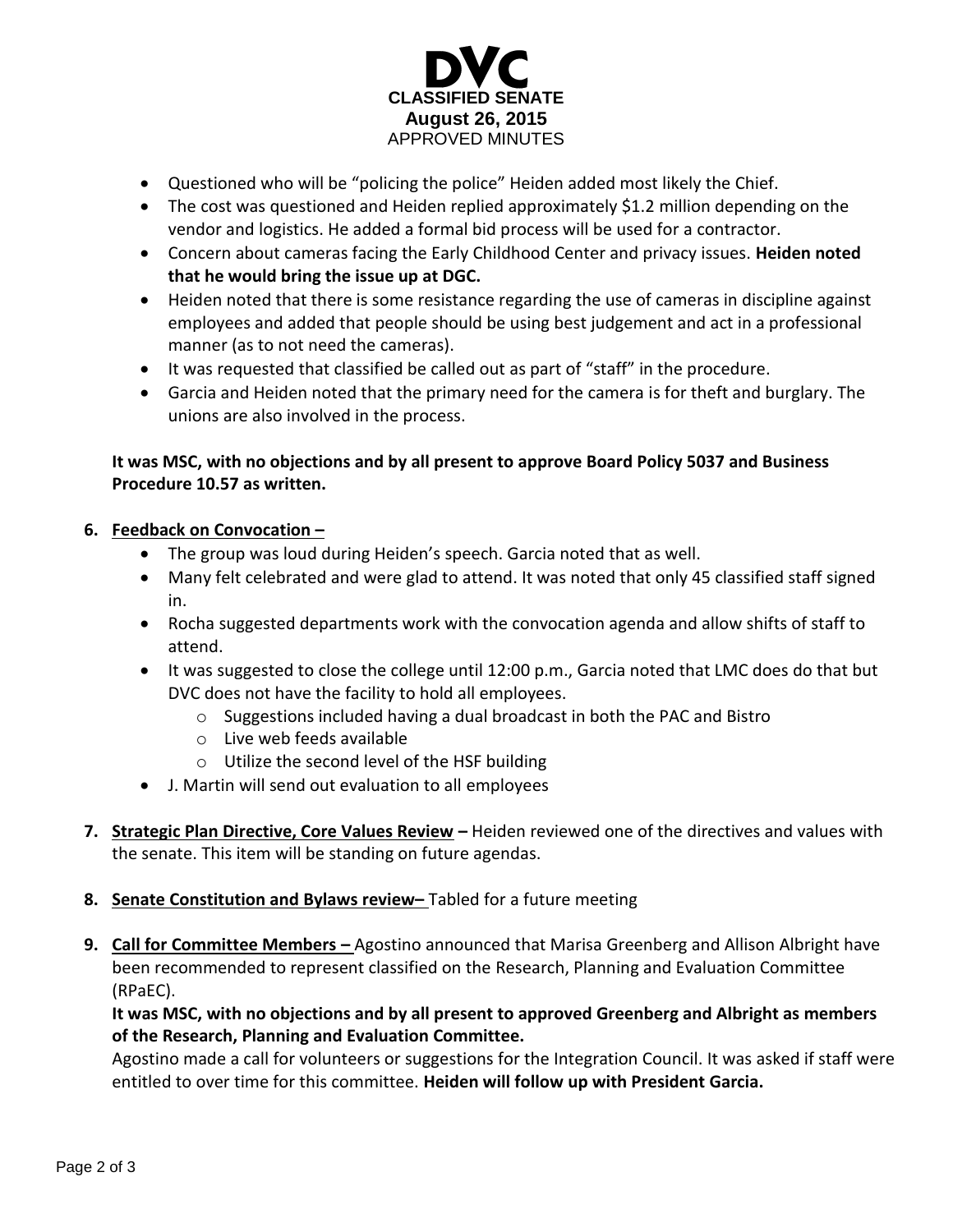- Questioned who will be "policing the police" Heiden added most likely the Chief.
- The cost was questioned and Heiden replied approximately $1.2 million depending on the vendor and logistics. He added a formal bid process will be used for a contractor.
- Concern about cameras facing the Early Childhood Center and privacy issues. **Heiden noted that he would bring the issue up at DGC.**
- Heiden noted that there is some resistance regarding the use of cameras in discipline against employees and added that people should be using best judgement and act in a professional manner (as to not need the cameras).
- It was requested that classified be called out as part of "staff" in the procedure.
- Garcia and Heiden noted that the primary need for the camera is for theft and burglary. The unions are also involved in the process.

**It was MSC, with no objections and by all present to approve Board Policy 5037 and Business Procedure 10.57 as written.**

6. **Feedback on Convocation –**
   - The group was loud during Heiden's speech. Garcia noted that as well.
   - Many felt celebrated and were glad to attend. It was noted that only 45 classified staff signed in.
   - Rocha suggested departments work with the convocation agenda and allow shifts of staff to attend.
   - It was suggested to close the college until 12:00 p.m., Garcia noted that LMC does do that but DVC does not have the facility to hold all employees.
     - Suggestions included having a dual broadcast in both the PAC and Bistro
     - Live web feeds available
     - Utilize the second level of the HSF building
   - J. Martin will send out evaluation to all employees

7. **Strategic Plan Directive, Core Values Review –** Heiden reviewed one of the directives and values with the senate. This item will be standing on future agendas.

8. **Senate Constitution and Bylaws review–** Tabled for a future meeting

9. **Call for Committee Members –** Agostino announced that Marisa Greenberg and Allison Albright have been recommended to represent classified on the Research, Planning and Evaluation Committee (RPaEC).

   **It was MSC, with no objections and by all present to approved Greenberg and Albright as members of the Research, Planning and Evaluation Committee.**

   Agostino made a call for volunteers or suggestions for the Integration Council. It was asked if staff were entitled to over time for this committee. **Heiden will follow up with President Garcia.**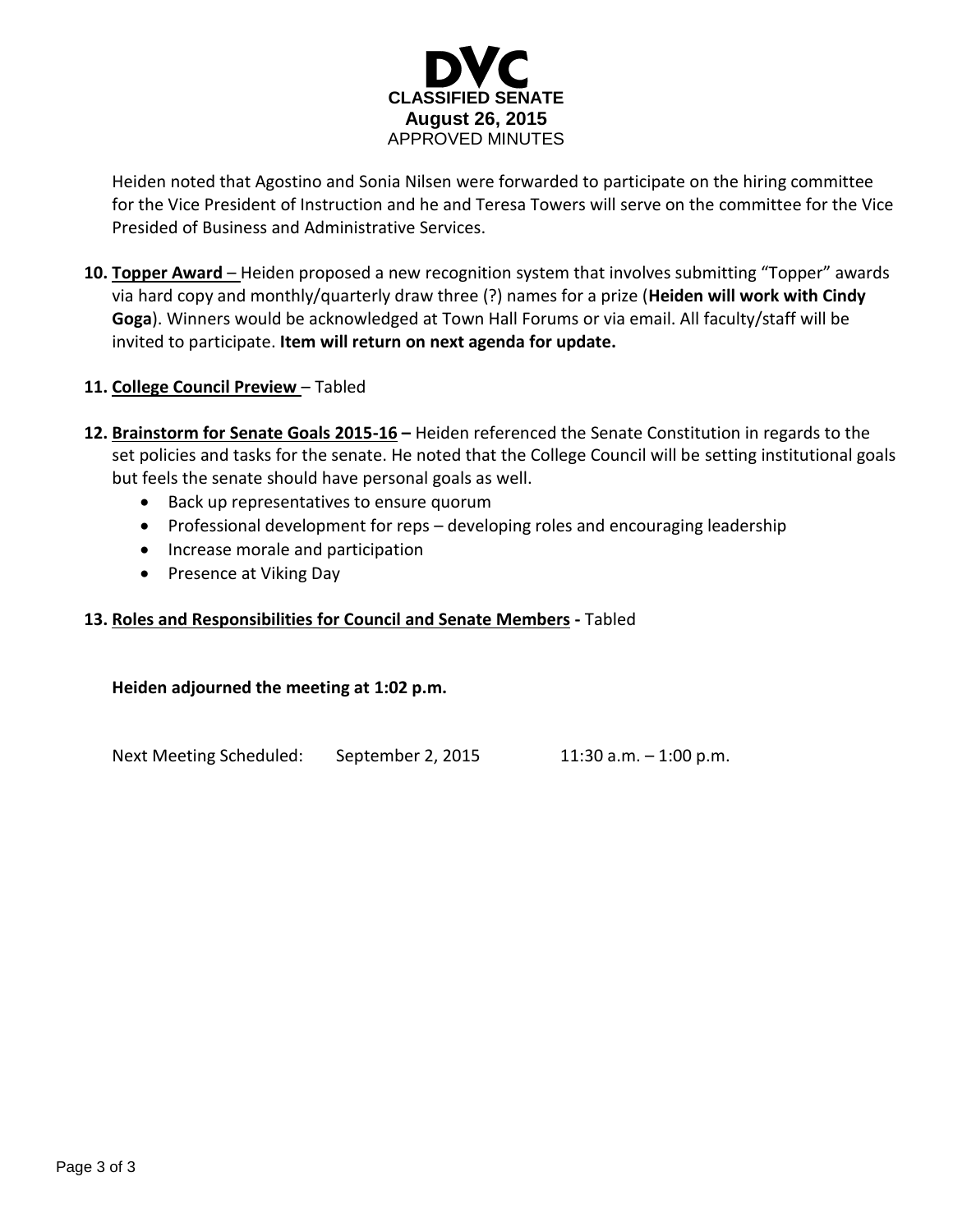Heiden noted that Agostino and Sonia Nilsen were forwarded to participate on the hiring committee for the Vice President of Instruction and he and Teresa Towers will serve on the committee for the Vice Presided of Business and Administrative Services.

10. **Topper Award** – Heiden proposed a new recognition system that involves submitting "Topper" awards via hard copy and monthly/quarterly draw three (?) names for a prize (**Heiden will work with Cindy Goga**). Winners would be acknowledged at Town Hall Forums or via email. All faculty/staff will be invited to participate. **Item will return on next agenda for update.**

11. **College Council Preview** – Tabled

12. **Brainstorm for Senate Goals 2015-16** – Heiden referenced the Senate Constitution in regards to the set policies and tasks for the senate. He noted that the College Council will be setting institutional goals but feels the senate should have personal goals as well.
    - Back up representatives to ensure quorum
    - Professional development for reps – developing roles and encouraging leadership
    - Increase morale and participation
    - Presence at Viking Day

13. **Roles and Responsibilities for Council and Senate Members** - Tabled

**Heiden adjourned the meeting at 1:02 p.m.**

Next Meeting Scheduled: September 2, 2015 11:30 a.m. – 1:00 p.m.